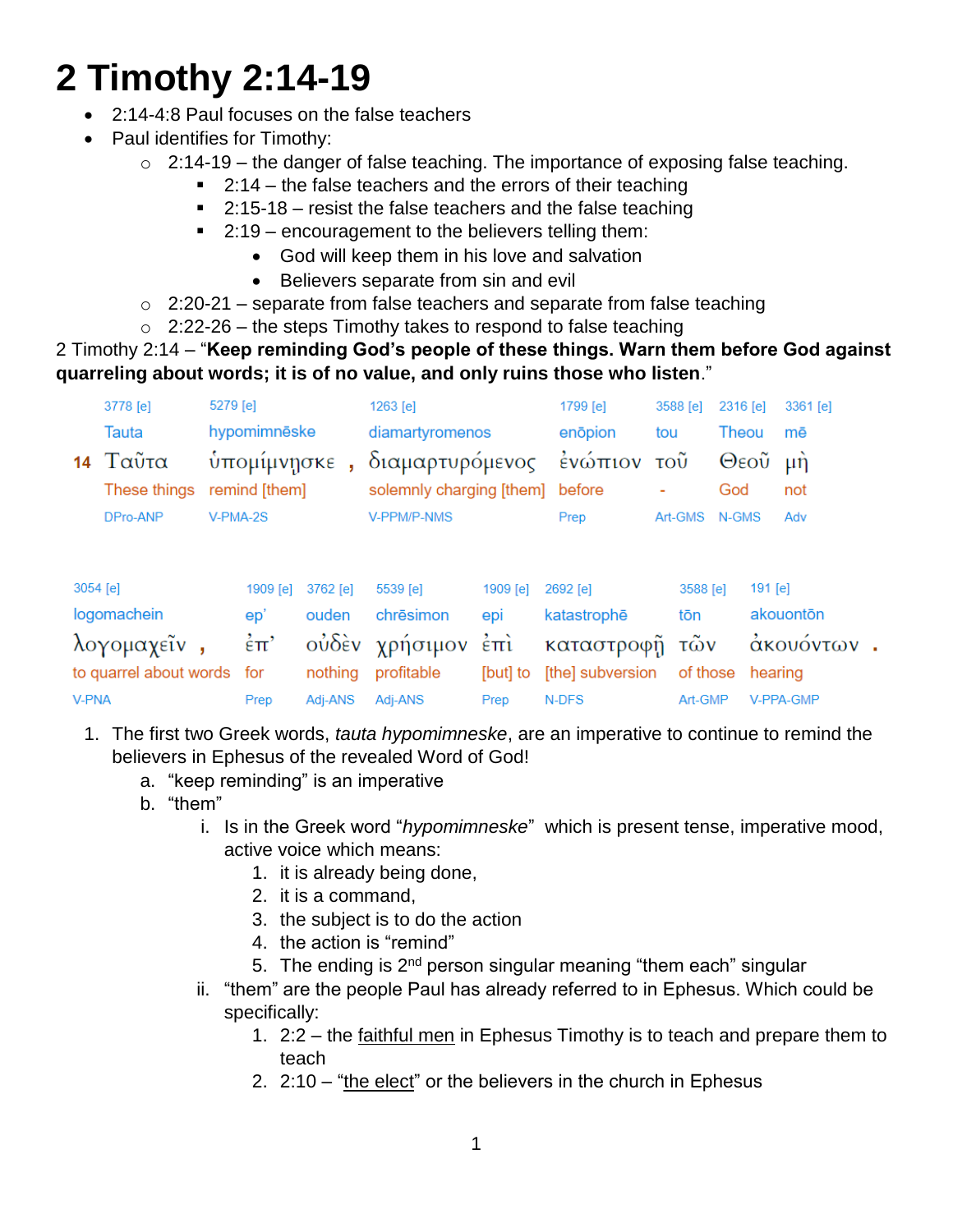# 2 Timothy 2:14-19

- 2:14-4:8 Paul focuses on the false teachers
- Paul identifies for Timothy:
  - 2:14-19 – the danger of false teaching. The importance of exposing false teaching.
    - 2:14 – the false teachers and the errors of their teaching
    - 2:15-18 – resist the false teachers and the false teaching
    - 2:19 – encouragement to the believers telling them:
      - God will keep them in his love and salvation
      - Believers separate from sin and evil
  - 2:20-21 – separate from false teachers and separate from false teaching
  - 2:22-26 – the steps Timothy takes to respond to false teaching

2 Timothy 2:14 – "**Keep reminding God's people of these things. Warn them before God against quarreling about words; it is of no value, and only ruins those who listen**."

| | 3778 [e] | 5279 [e] | 1263 [e] | 1799 [e] | 3588 [e] | 2316 [e] | 3361 [e] |
|---|---|---|---|---|---|---|---|
| | Tauta | hypomimnēske | diamartyromenos | enōpion | tou | Theou | mē |
| 14 | Ταῦτα | ὑπομίμνῃσκε , | διαμαρτυρόμενος | ἐνώπιον | τοῦ | Θεοῦ | μὴ |
| | These things | remind [them] | solemnly charging [them] | before | - | God | not |
| | DPro-ANP | V-PMA-2S | V-PPM/P-NMS | Prep | Art-GMS | N-GMS | Adv |

| 3054 [e] | 1909 [e] | 3762 [e] | 5539 [e] | 1909 [e] | 2692 [e] | 3588 [e] | 191 [e] |
|---|---|---|---|---|---|---|---|
| logomachein | ep' | ouden | chrēsimon | epi | katastrophē | tōn | akouontōn |
| λογομαχεῖν , | ἐπ' | οὐδὲν | χρήσιμον | ἐπὶ | καταστροφῇ | τῶν | ἀκουόντων . |
| to quarrel about words | for | nothing | profitable | [but] to | [the] subversion | of those | hearing |
| V-PNA | Prep | Adj-ANS | Adj-ANS | Prep | N-DFS | Art-GMP | V-PPA-GMP |

1. The first two Greek words, *tauta hypomimneske*, are an imperative to continue to remind the believers in Ephesus of the revealed Word of God!
   a. "keep reminding" is an imperative
   b. "them"
      i. Is in the Greek word "*hypomimneske*" which is present tense, imperative mood, active voice which means:
         1. it is already being done,
         2. it is a command,
         3. the subject is to do the action
         4. the action is "remind"
         5. The ending is 2nd person singular meaning "them each" singular
      ii. "them" are the people Paul has already referred to in Ephesus. Which could be specifically:
         1. 2:2 – the faithful men in Ephesus Timothy is to teach and prepare them to teach
         2. 2:10 – "the elect" or the believers in the church in Ephesus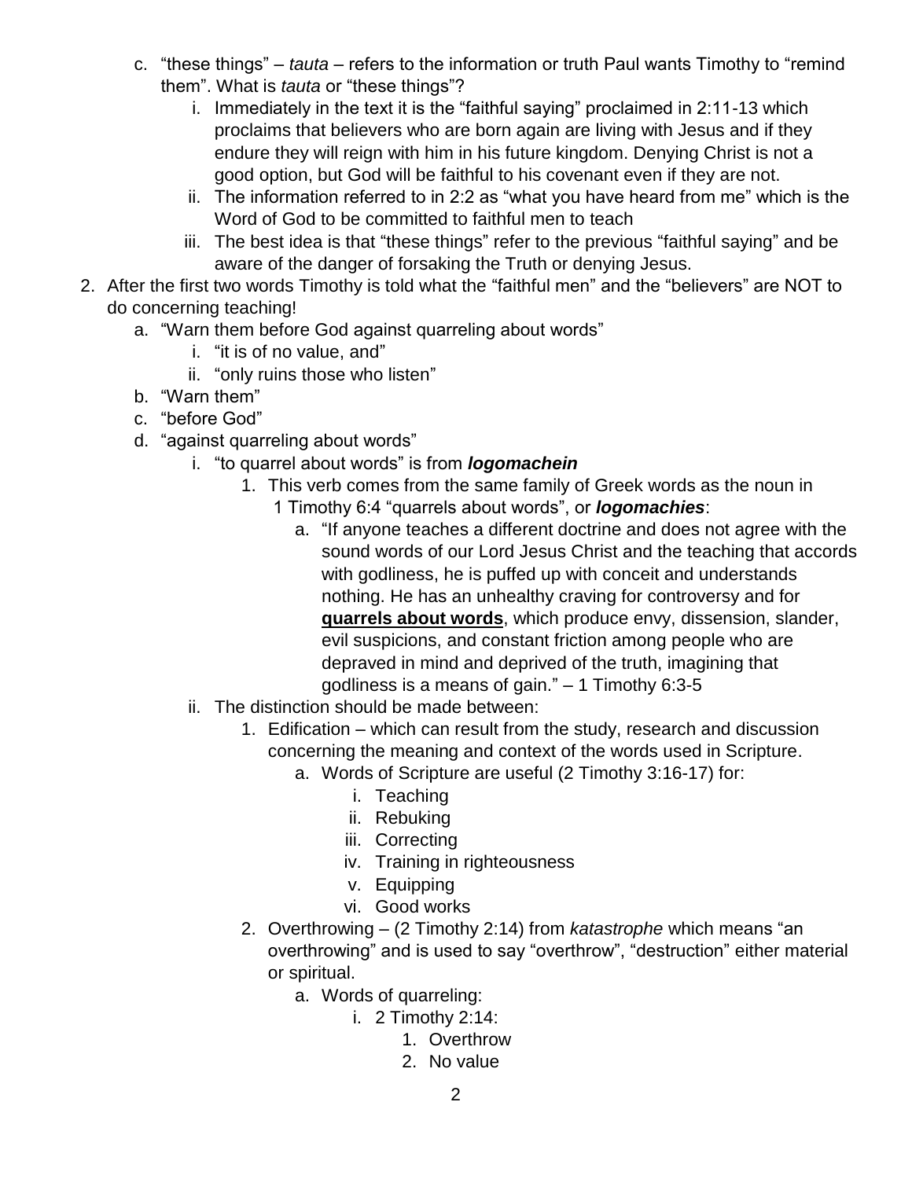c. "these things" – *tauta* – refers to the information or truth Paul wants Timothy to "remind them". What is *tauta* or "these things"?
    i. Immediately in the text it is the "faithful saying" proclaimed in 2:11-13 which proclaims that believers who are born again are living with Jesus and if they endure they will reign with him in his future kingdom. Denying Christ is not a good option, but God will be faithful to his covenant even if they are not.
    ii. The information referred to in 2:2 as "what you have heard from me" which is the Word of God to be committed to faithful men to teach
    iii. The best idea is that "these things" refer to the previous "faithful saying" and be aware of the danger of forsaking the Truth or denying Jesus.

2. After the first two words Timothy is told what the "faithful men" and the "believers" are NOT to do concerning teaching!
    a. "Warn them before God against quarreling about words"
        i. "it is of no value, and"
        ii. "only ruins those who listen"
    b. "Warn them"
    c. "before God"
    d. "against quarreling about words"
        i. "to quarrel about words" is from ***logomachein***
            1. This verb comes from the same family of Greek words as the noun in 1 Timothy 6:4 "quarrels about words", or ***logomachies***:
                a. "If anyone teaches a different doctrine and does not agree with the sound words of our Lord Jesus Christ and the teaching that accords with godliness, he is puffed up with conceit and understands nothing. He has an unhealthy craving for controversy and for **<u>quarrels about words</u>**, which produce envy, dissension, slander, evil suspicions, and constant friction among people who are depraved in mind and deprived of the truth, imagining that godliness is a means of gain." – 1 Timothy 6:3-5
        ii. The distinction should be made between:
            1. Edification – which can result from the study, research and discussion concerning the meaning and context of the words used in Scripture.
                a. Words of Scripture are useful (2 Timothy 3:16-17) for:
                    i. Teaching
                    ii. Rebuking
                    iii. Correcting
                    iv. Training in righteousness
                    v. Equipping
                    vi. Good works
            2. Overthrowing – (2 Timothy 2:14) from *katastrophe* which means "an overthrowing" and is used to say "overthrow", "destruction" either material or spiritual.
                a. Words of quarreling:
                    i. 2 Timothy 2:14:
                        1. Overthrow
                        2. No value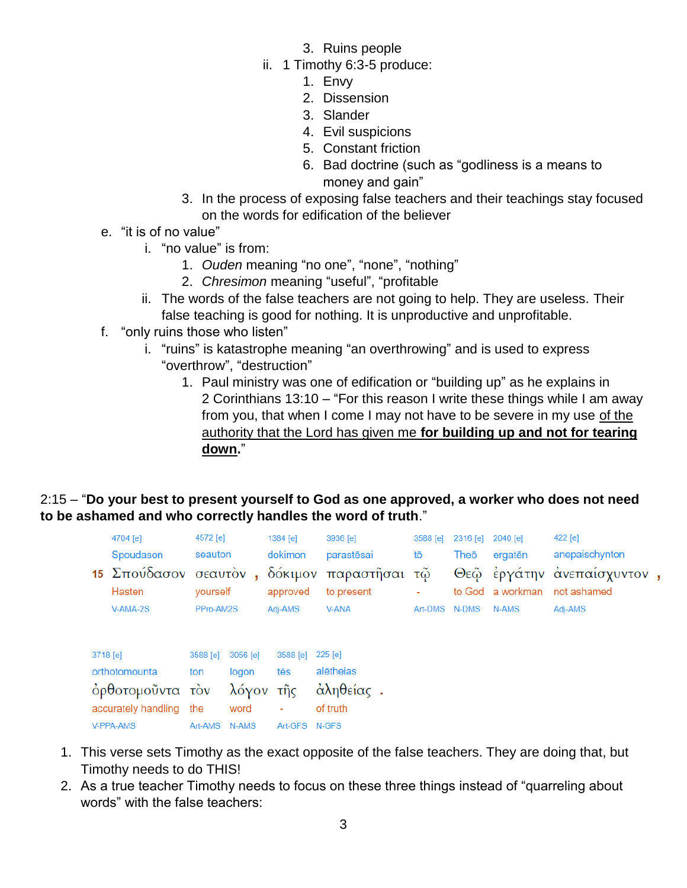3. Ruins people

ii. 1 Timothy 6:3-5 produce:

1. Envy
2. Dissension
3. Slander
4. Evil suspicions
5. Constant friction
6. Bad doctrine (such as "godliness is a means to money and gain"

3. In the process of exposing false teachers and their teachings stay focused on the words for edification of the believer

e. "it is of no value"

i. "no value" is from:

1. *Ouden* meaning "no one", "none", "nothing"
2. *Chresimon* meaning "useful", "profitable

ii. The words of the false teachers are not going to help. They are useless. Their false teaching is good for nothing. It is unproductive and unprofitable.

f. "only ruins those who listen"

i. "ruins" is katastrophe meaning "an overthrowing" and is used to express "overthrow", "destruction"

1. Paul ministry was one of edification or "building up" as he explains in 2 Corinthians 13:10 – "For this reason I write these things while I am away from you, that when I come I may not have to be severe in my use <u>of the authority that the Lord has given me **for building up and not for tearing down**</u>."

2:15 – "**Do your best to present yourself to God as one approved, a worker who does not need to be ashamed and who correctly handles the word of truth**."

| 4704 [e] | 4572 [e] | 1384 [e] | 3936 [e] | 3588 [e] | 2316 [e] | 2040 [e] | 422 [e] |
|---|---|---|---|---|---|---|---|
| Spoudason | seauton | dokimon | parastēsai | tō | Theō | ergatēn | anepaischynton |
| 15 Σπούδασον | σεαυτὸν , | δόκιμον | παραστῆσαι | τῷ | Θεῷ | ἐργάτην | ἀνεπαίσχυντον , |
| Hasten | yourself | approved | to present | - | to God | a workman | not ashamed |
| V-AMA-2S | PPro-AM2S | Adj-AMS | V-ANA | Art-DMS | N-DMS | N-AMS | Adj-AMS |

| 3718 [e] | 3588 [e] | 3056 [e] | 3588 [e] | 225 [e] |
|---|---|---|---|---|
| orthotomounta | ton | logon | tēs | alētheias |
| ὀρθοτομοῦντα | τὸν | λόγον | τῆς | ἀληθείας . |
| accurately handling | the | word | - | of truth |
| V-PPA-AMS | Art-AMS | N-AMS | Art-GFS | N-GFS |

1. This verse sets Timothy as the exact opposite of the false teachers. They are doing that, but Timothy needs to do THIS!
2. As a true teacher Timothy needs to focus on these three things instead of "quarreling about words" with the false teachers: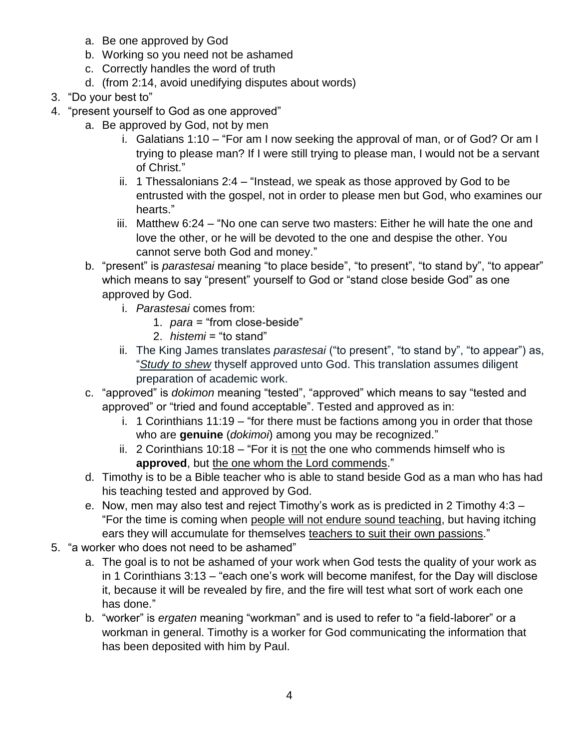a. Be one approved by God
   b. Working so you need not be ashamed
   c. Correctly handles the word of truth
   d. (from 2:14, avoid unedifying disputes about words)
3. "Do your best to"
4. "present yourself to God as one approved"
   a. Be approved by God, not by men
      i. Galatians 1:10 – "For am I now seeking the approval of man, or of God? Or am I trying to please man? If I were still trying to please man, I would not be a servant of Christ."
      ii. 1 Thessalonians 2:4 – "Instead, we speak as those approved by God to be entrusted with the gospel, not in order to please men but God, who examines our hearts."
      iii. Matthew 6:24 – "No one can serve two masters: Either he will hate the one and love the other, or he will be devoted to the one and despise the other. You cannot serve both God and money."
   b. "present" is *parastesai* meaning "to place beside", "to present", "to stand by", "to appear" which means to say "present" yourself to God or "stand close beside God" as one approved by God.
      i. *Parastesai* comes from:
         1. *para* = "from close-beside"
         2. *histemi* = "to stand"
      ii. The King James translates *parastesai* ("to present", "to stand by", "to appear") as, "*<u>Study to shew</u>* thyself approved unto God. This translation assumes diligent preparation of academic work.
   c. "approved" is *dokimon* meaning "tested", "approved" which means to say "tested and approved" or "tried and found acceptable". Tested and approved as in:
      i. 1 Corinthians 11:19 – "for there must be factions among you in order that those who are **genuine** (*dokimoi*) among you may be recognized."
      ii. 2 Corinthians 10:18 – "For it is <u>not</u> the one who commends himself who is **approved**, but <u>the one whom the Lord commends</u>."
   d. Timothy is to be a Bible teacher who is able to stand beside God as a man who has had his teaching tested and approved by God.
   e. Now, men may also test and reject Timothy's work as is predicted in 2 Timothy 4:3 – "For the time is coming when <u>people will not endure sound teaching</u>, but having itching ears they will accumulate for themselves <u>teachers to suit their own passions</u>."
5. "a worker who does not need to be ashamed"
   a. The goal is to not be ashamed of your work when God tests the quality of your work as in 1 Corinthians 3:13 – "each one's work will become manifest, for the Day will disclose it, because it will be revealed by fire, and the fire will test what sort of work each one has done."
   b. "worker" is *ergaten* meaning "workman" and is used to refer to "a field-laborer" or a workman in general. Timothy is a worker for God communicating the information that has been deposited with him by Paul.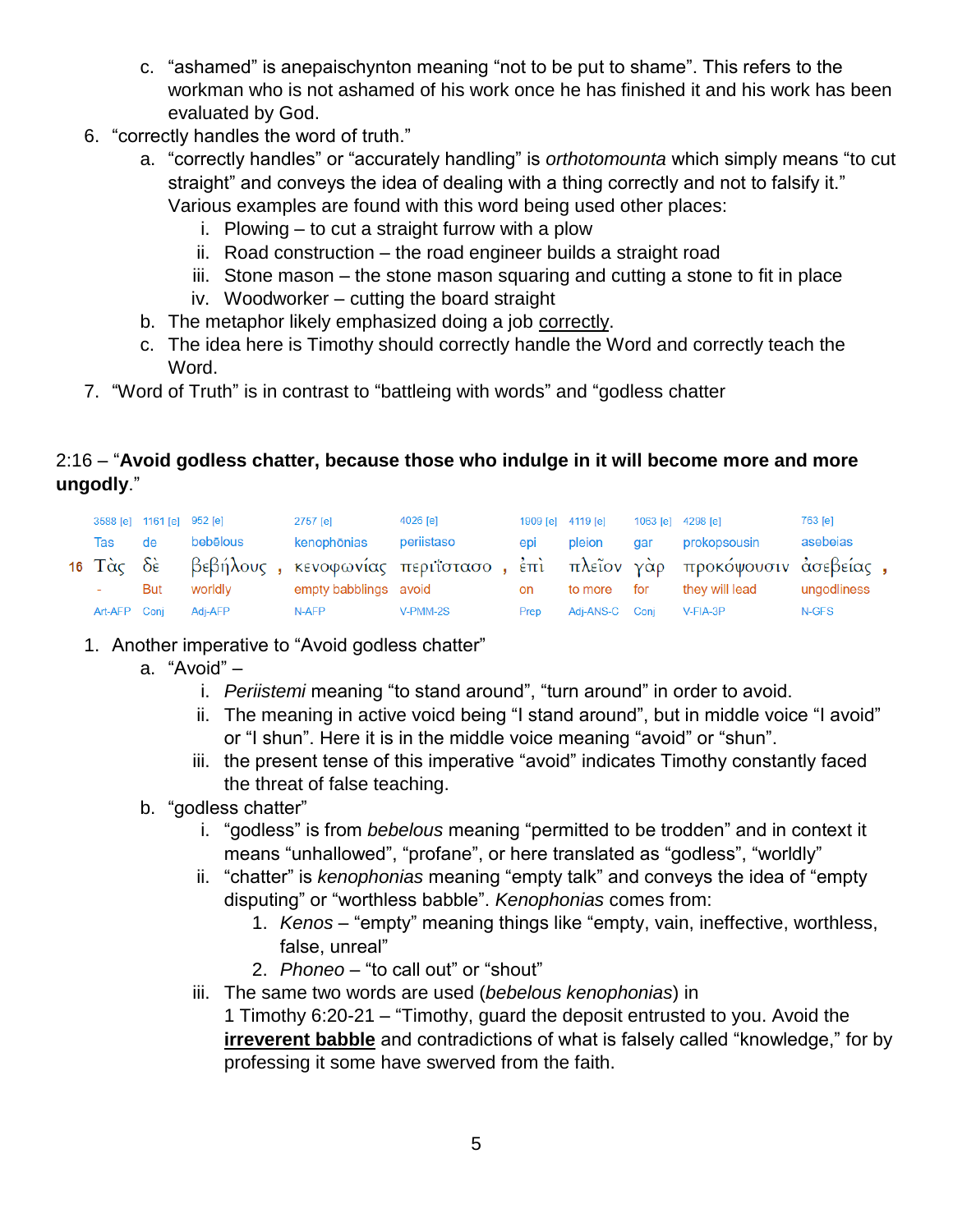c. "ashamed" is anepaischynton meaning "not to be put to shame". This refers to the workman who is not ashamed of his work once he has finished it and his work has been evaluated by God.

6. "correctly handles the word of truth."
   a. "correctly handles" or "accurately handling" is *orthotomounta* which simply means "to cut straight" and conveys the idea of dealing with a thing correctly and not to falsify it." Various examples are found with this word being used other places:
      i. Plowing – to cut a straight furrow with a plow
      ii. Road construction – the road engineer builds a straight road
      iii. Stone mason – the stone mason squaring and cutting a stone to fit in place
      iv. Woodworker – cutting the board straight
   b. The metaphor likely emphasized doing a job <u>correctly</u>.
   c. The idea here is Timothy should correctly handle the Word and correctly teach the Word.
7. "Word of Truth" is in contrast to "battleing with words" and "godless chatter

2:16 – "**Avoid godless chatter, because those who indulge in it will become more and more ungodly**."

| | 3588 [e] | 1161 [e] | 952 [e] | 2757 [e] | 4026 [e] | 1909 [e] | 4119 [e] | 1063 [e] | 4298 [e] | 763 [e] |
|---|---|---|---|---|---|---|---|---|---|---|
| | Tas | de | bebēlous | kenophōnias | periistaso | epi | pleion | gar | prokopsousin | asebeias |
| 16 | Τὰς | δὲ | βεβήλους , | κενοφωνίας | περιΐστασο , | ἐπὶ | πλεῖον | γὰρ | προκόψουσιν | ἀσεβείας , |
| | - | But | worldly | empty babblings | avoid | on | to more | for | they will lead | ungodliness |
| | Art-AFP | Conj | Adj-AFP | N-AFP | V-PMM-2S | Prep | Adj-ANS-C | Conj | V-FIA-3P | N-GFS |

1. Another imperative to "Avoid godless chatter"
   a. "Avoid" –
      i. *Periistemi* meaning "to stand around", "turn around" in order to avoid.
      ii. The meaning in active voicd being "I stand around", but in middle voice "I avoid" or "I shun". Here it is in the middle voice meaning "avoid" or "shun".
      iii. the present tense of this imperative "avoid" indicates Timothy constantly faced the threat of false teaching.
   b. "godless chatter"
      i. "godless" is from *bebelous* meaning "permitted to be trodden" and in context it means "unhallowed", "profane", or here translated as "godless", "worldly"
      ii. "chatter" is *kenophonias* meaning "empty talk" and conveys the idea of "empty disputing" or "worthless babble". *Kenophonias* comes from:
         1. *Kenos* – "empty" meaning things like "empty, vain, ineffective, worthless, false, unreal"
         2. *Phoneo* – "to call out" or "shout"
      iii. The same two words are used (*bebelous kenophonias*) in 1 Timothy 6:20-21 – "Timothy, guard the deposit entrusted to you. Avoid the **<u>irreverent babble</u>** and contradictions of what is falsely called "knowledge," for by professing it some have swerved from the faith.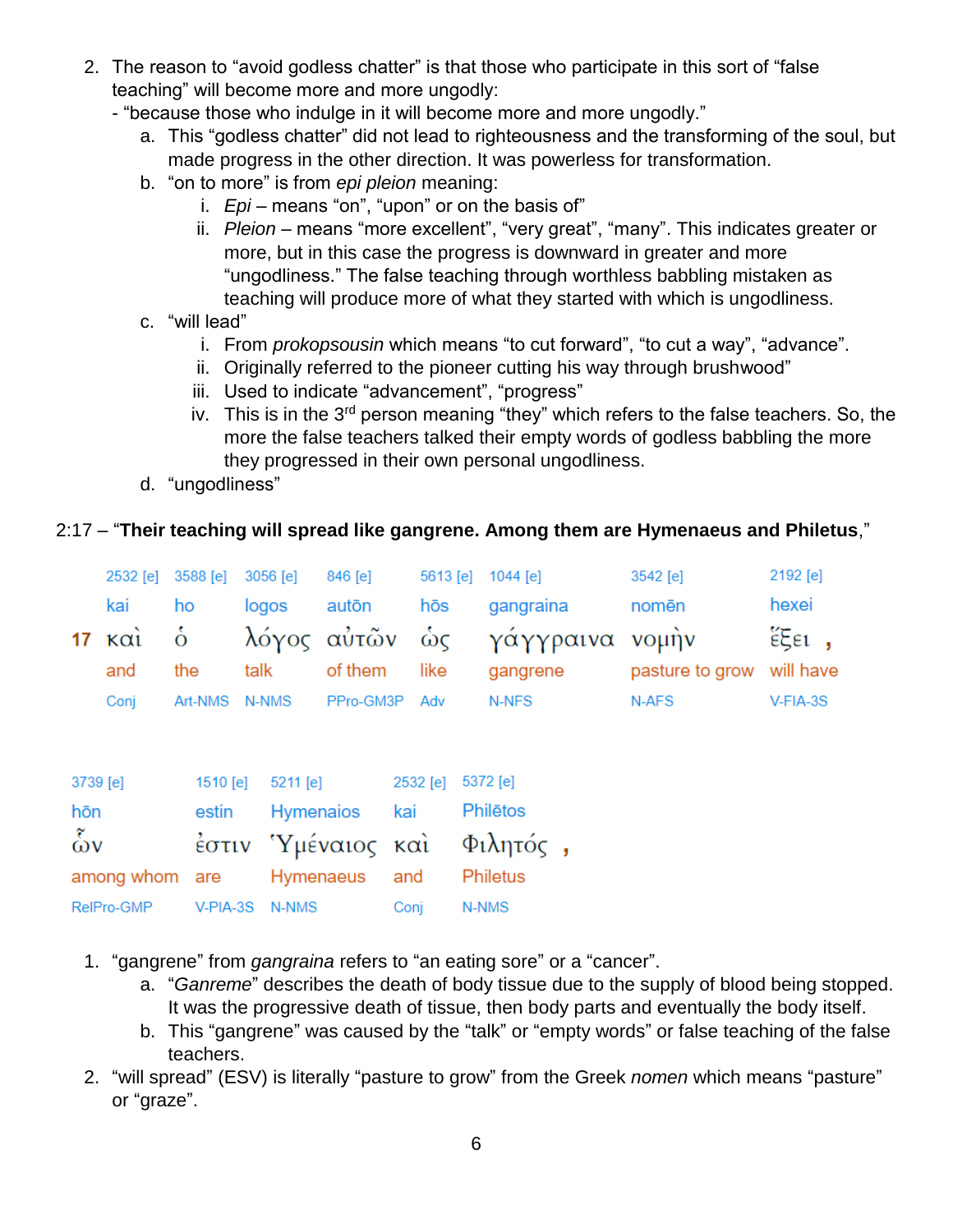2. The reason to "avoid godless chatter" is that those who participate in this sort of "false teaching" will become more and more ungodly:
   - "because those who indulge in it will become more and more ungodly."
   a. This "godless chatter" did not lead to righteousness and the transforming of the soul, but made progress in the other direction. It was powerless for transformation.
   b. "on to more" is from *epi pleion* meaning:
      i. *Epi* – means "on", "upon" or on the basis of"
      ii. *Pleion* – means "more excellent", "very great", "many". This indicates greater or more, but in this case the progress is downward in greater and more "ungodliness." The false teaching through worthless babbling mistaken as teaching will produce more of what they started with which is ungodliness.
   c. "will lead"
      i. From *prokopsousin* which means "to cut forward", "to cut a way", "advance".
      ii. Originally referred to the pioneer cutting his way through brushwood"
      iii. Used to indicate "advancement", "progress"
      iv. This is in the 3rd person meaning "they" which refers to the false teachers. So, the more the false teachers talked their empty words of godless babbling the more they progressed in their own personal ungodliness.
   d. "ungodliness"

2:17 – "**Their teaching will spread like gangrene. Among them are Hymenaeus and Philetus**,"

| | 2532 [e] | 3588 [e] | 3056 [e] | 846 [e] | 5613 [e] | 1044 [e] | 3542 [e] | 2192 [e] |
|---|---|---|---|---|---|---|---|---|
| | kai | ho | logos | autōn | hōs | gangraina | nomēn | hexei |
| 17 | καὶ | ὁ | λόγος | αὐτῶν | ὡς | γάγγραινα | νομὴν | ἕξει , |
| | and | the | talk | of them | like | gangrene | pasture to grow | will have |
| | Conj | Art-NMS | N-NMS | PPro-GM3P | Adv | N-NFS | N-AFS | V-FIA-3S |

| 3739 [e] | 1510 [e] | 5211 [e] | 2532 [e] | 5372 [e] |
|---|---|---|---|---|
| hōn | estin | Hymenaios | kai | Philētos |
| ὧν | ἐστιν | Ὑμέναιος | καὶ | Φιλητός , |
| among whom | are | Hymenaeus | and | Philetus |
| RelPro-GMP | V-PIA-3S | N-NMS | Conj | N-NMS |

1. "gangrene" from *gangraina* refers to "an eating sore" or a "cancer".
   a. "*Ganreme*" describes the death of body tissue due to the supply of blood being stopped. It was the progressive death of tissue, then body parts and eventually the body itself.
   b. This "gangrene" was caused by the "talk" or "empty words" or false teaching of the false teachers.
2. "will spread" (ESV) is literally "pasture to grow" from the Greek *nomen* which means "pasture" or "graze".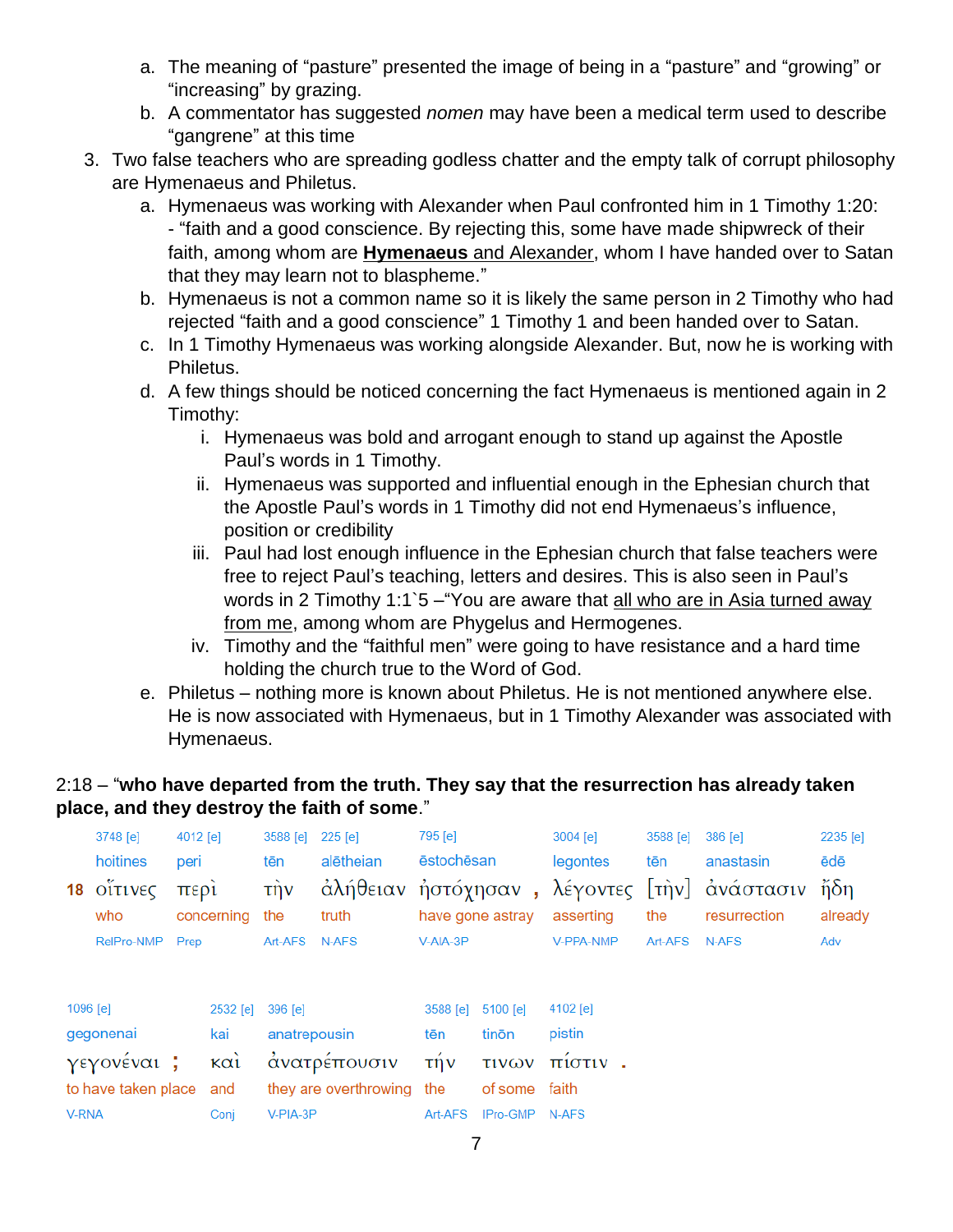a. The meaning of "pasture" presented the image of being in a "pasture" and "growing" or "increasing" by grazing.
   b. A commentator has suggested *nomen* may have been a medical term used to describe "gangrene" at this time

3. Two false teachers who are spreading godless chatter and the empty talk of corrupt philosophy are Hymenaeus and Philetus.
   a. Hymenaeus was working with Alexander when Paul confronted him in 1 Timothy 1:20: - "faith and a good conscience. By rejecting this, some have made shipwreck of their faith, among whom are <u>**Hymenaeus** and Alexander</u>, whom I have handed over to Satan that they may learn not to blaspheme."
   b. Hymenaeus is not a common name so it is likely the same person in 2 Timothy who had rejected "faith and a good conscience" 1 Timothy 1 and been handed over to Satan.
   c. In 1 Timothy Hymenaeus was working alongside Alexander. But, now he is working with Philetus.
   d. A few things should be noticed concerning the fact Hymenaeus is mentioned again in 2 Timothy:
      i. Hymenaeus was bold and arrogant enough to stand up against the Apostle Paul's words in 1 Timothy.
      ii. Hymenaeus was supported and influential enough in the Ephesian church that the Apostle Paul's words in 1 Timothy did not end Hymenaeus's influence, position or credibility
      iii. Paul had lost enough influence in the Ephesian church that false teachers were free to reject Paul's teaching, letters and desires. This is also seen in Paul's words in 2 Timothy 1:1`5 –"You are aware that <u>all who are in Asia turned away from me</u>, among whom are Phygelus and Hermogenes.
      iv. Timothy and the "faithful men" were going to have resistance and a hard time holding the church true to the Word of God.
   e. Philetus – nothing more is known about Philetus. He is not mentioned anywhere else. He is now associated with Hymenaeus, but in 1 Timothy Alexander was associated with Hymenaeus.

2:18 – "**who have departed from the truth. They say that the resurrection has already taken place, and they destroy the faith of some**."

| | | | | | | | | | |
|---|---|---|---|---|---|---|---|---|---|
| | 3748 [e] | 4012 [e] | 3588 [e] | 225 [e] | 795 [e] | 3004 [e] | 3588 [e] | 386 [e] | 2235 [e] |
| | hoitines | peri | tēn | alētheian | ēstochēsan | legontes | tēn | anastasin | ēdē |
| 18 | οἵτινες | περὶ | τὴν | ἀλήθειαν | ἠστόχησαν , | λέγοντες | [τὴν] | ἀνάστασιν | ἤδη |
| | who | concerning | the | truth | have gone astray | asserting | the | resurrection | already |
| | RelPro-NMP | Prep | Art-AFS | N-AFS | V-AIA-3P | V-PPA-NMP | Art-AFS | N-AFS | Adv |

| | | | | | |
|---|---|---|---|---|---|
| 1096 [e] | 2532 [e] | 396 [e] | 3588 [e] | 5100 [e] | 4102 [e] |
| gegonenai | kai | anatrepousin | tēn | tinōn | pistin |
| γεγονέναι ; | καὶ | ἀνατρέπουσιν | τήν | τινων | πίστιν . |
| to have taken place | and | they are overthrowing | the | of some | faith |
| V-RNA | Conj | V-PIA-3P | Art-AFS | IPro-GMP | N-AFS |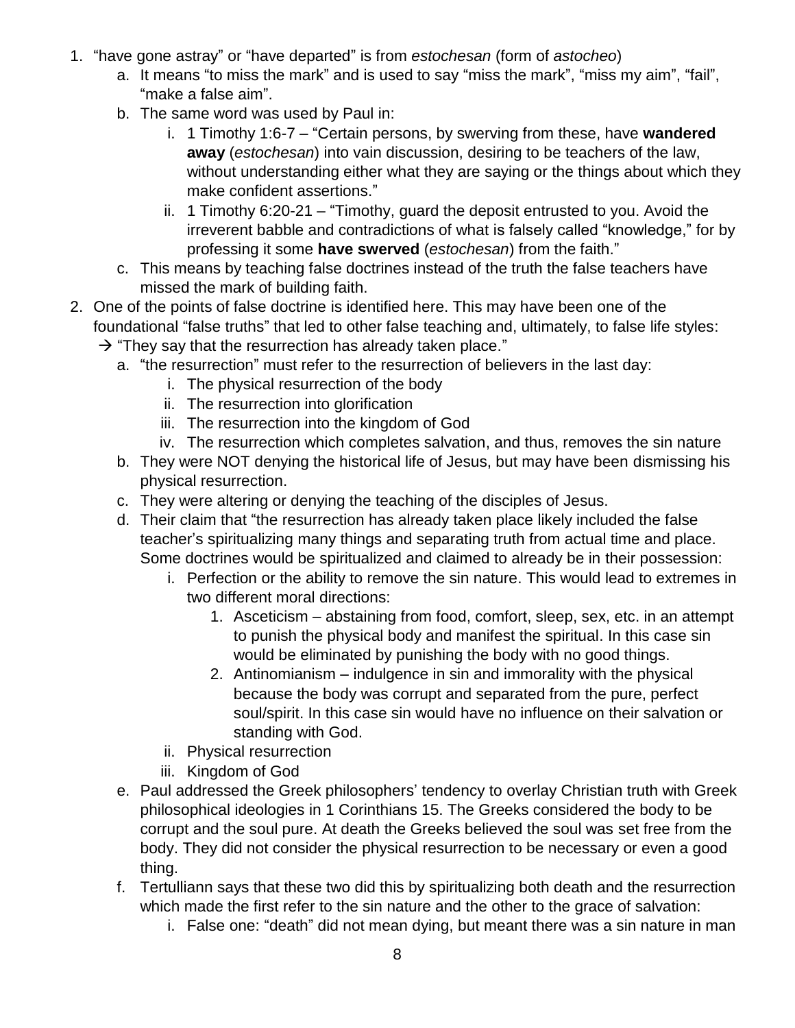1. "have gone astray" or "have departed" is from *estochesan* (form of *astocheo*)
   a. It means "to miss the mark" and is used to say "miss the mark", "miss my aim", "fail", "make a false aim".
   b. The same word was used by Paul in:
      i. 1 Timothy 1:6-7 – "Certain persons, by swerving from these, have **wandered away** (*estochesan*) into vain discussion, desiring to be teachers of the law, without understanding either what they are saying or the things about which they make confident assertions."
      ii. 1 Timothy 6:20-21 – "Timothy, guard the deposit entrusted to you. Avoid the irreverent babble and contradictions of what is falsely called "knowledge," for by professing it some **have swerved** (*estochesan*) from the faith."
   c. This means by teaching false doctrines instead of the truth the false teachers have missed the mark of building faith.
2. One of the points of false doctrine is identified here. This may have been one of the foundational "false truths" that led to other false teaching and, ultimately, to false life styles:
   → "They say that the resurrection has already taken place."
   a. "the resurrection" must refer to the resurrection of believers in the last day:
      i. The physical resurrection of the body
      ii. The resurrection into glorification
      iii. The resurrection into the kingdom of God
      iv. The resurrection which completes salvation, and thus, removes the sin nature
   b. They were NOT denying the historical life of Jesus, but may have been dismissing his physical resurrection.
   c. They were altering or denying the teaching of the disciples of Jesus.
   d. Their claim that "the resurrection has already taken place likely included the false teacher's spiritualizing many things and separating truth from actual time and place. Some doctrines would be spiritualized and claimed to already be in their possession:
      i. Perfection or the ability to remove the sin nature. This would lead to extremes in two different moral directions:
         1. Asceticism – abstaining from food, comfort, sleep, sex, etc. in an attempt to punish the physical body and manifest the spiritual. In this case sin would be eliminated by punishing the body with no good things.
         2. Antinomianism – indulgence in sin and immorality with the physical because the body was corrupt and separated from the pure, perfect soul/spirit. In this case sin would have no influence on their salvation or standing with God.
      ii. Physical resurrection
      iii. Kingdom of God
   e. Paul addressed the Greek philosophers' tendency to overlay Christian truth with Greek philosophical ideologies in 1 Corinthians 15. The Greeks considered the body to be corrupt and the soul pure. At death the Greeks believed the soul was set free from the body. They did not consider the physical resurrection to be necessary or even a good thing.
   f. Tertulliann says that these two did this by spiritualizing both death and the resurrection which made the first refer to the sin nature and the other to the grace of salvation:
      i. False one: "death" did not mean dying, but meant there was a sin nature in man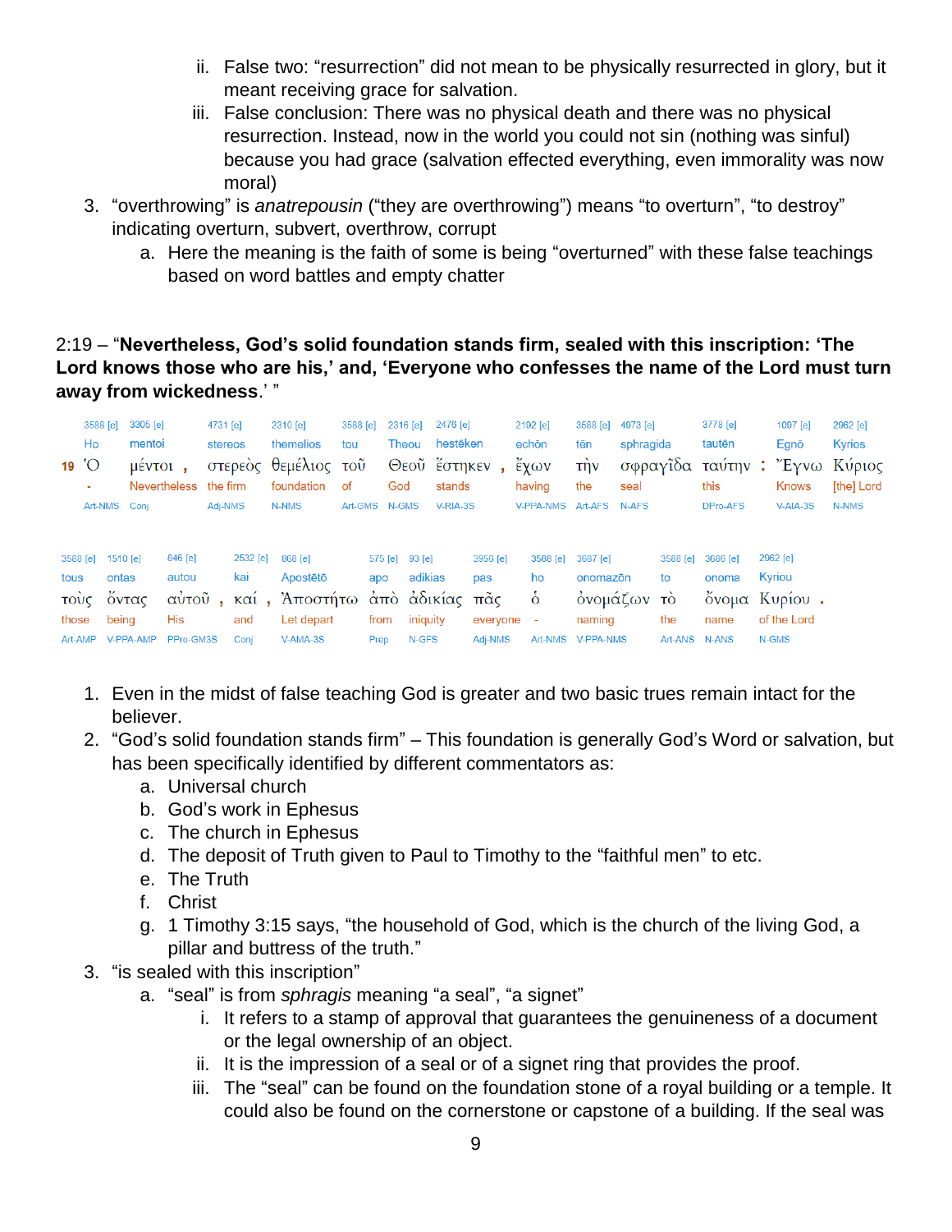ii. False two: “resurrection” did not mean to be physically resurrected in glory, but it meant receiving grace for salvation.

iii. False conclusion: There was no physical death and there was no physical resurrection. Instead, now in the world you could not sin (nothing was sinful) because you had grace (salvation effected everything, even immorality was now moral)

3. “overthrowing” is *anatrepousin* (“they are overthrowing”) means “to overturn”, “to destroy” indicating overturn, subvert, overthrow, corrupt
   a. Here the meaning is the faith of some is being “overturned” with these false teachings based on word battles and empty chatter

2:19 – “**Nevertheless, God’s solid foundation stands firm, sealed with this inscription: ‘The Lord knows those who are his,’ and, ‘Everyone who confesses the name of the Lord must turn away from wickedness**.’ ”

| 3588 [e] | 3305 [e] | 4731 [e] | 2310 [e] | 3588 [e] | 2316 [e] | 2476 [e] | 2192 [e] | 3588 [e] | 4973 [e] | 3778 [e] | 1097 [e] | 2962 [e] |
|---|---|---|---|---|---|---|---|---|---|---|---|---|
| Ho | mentoi | stereos | themelios | tou | Theou | hestēken | echōn | tēn | sphragida | tautēn | Egnō | Kyrios |
| 19 Ὁ | μέντοι , | στερεὸς | θεμέλιος | τοῦ | Θεοῦ | ἕστηκεν , | ἔχων | τὴν | σφραγῖδα | ταύτην : | Ἔγνω | Κύριος |
| - | Nevertheless | the firm | foundation | of | God | stands | having | the | seal | this | Knows | [the] Lord |
| Art-NMS | Conj | Adj-NMS | N-NMS | Art-GMS | N-GMS | V-RIA-3S | V-PPA-NMS | Art-AFS | N-AFS | DPro-AFS | V-AIA-3S | N-NMS |

| 3588 [e] | 1510 [e] | 846 [e] | 2532 [e] | 868 [e] | 575 [e] | 93 [e] | 3956 [e] | 3588 [e] | 3687 [e] | 3588 [e] | 3686 [e] | 2962 [e] |
|---|---|---|---|---|---|---|---|---|---|---|---|---|
| tous | ontas | autou | kai | Apostētō | apo | adikias | pas | ho | onomazōn | to | onoma | Kyriou |
| τοὺς | ὄντας | αὐτοῦ , | καί , | Ἀποστήτω | ἀπὸ | ἀδικίας | πᾶς | ὁ | ὀνομάζων | τὸ | ὄνομα | Κυρίου . |
| those | being | His | and | Let depart | from | iniquity | everyone | - | naming | the | name | of the Lord |
| Art-AMP | V-PPA-AMP | PPro-GM3S | Conj | V-AMA-3S | Prep | N-GFS | Adj-NMS | Art-NMS | V-PPA-NMS | Art-ANS | N-ANS | N-GMS |

1. Even in the midst of false teaching God is greater and two basic trues remain intact for the believer.
2. “God’s solid foundation stands firm” – This foundation is generally God’s Word or salvation, but has been specifically identified by different commentators as:
   a. Universal church
   b. God’s work in Ephesus
   c. The church in Ephesus
   d. The deposit of Truth given to Paul to Timothy to the “faithful men” to etc.
   e. The Truth
   f. Christ
   g. 1 Timothy 3:15 says, “the household of God, which is the church of the living God, a pillar and buttress of the truth.”
3. “is sealed with this inscription”
   a. “seal” is from *sphragis* meaning “a seal”, “a signet”
      i. It refers to a stamp of approval that guarantees the genuineness of a document or the legal ownership of an object.
      ii. It is the impression of a seal or of a signet ring that provides the proof.
      iii. The “seal” can be found on the foundation stone of a royal building or a temple. It could also be found on the cornerstone or capstone of a building. If the seal was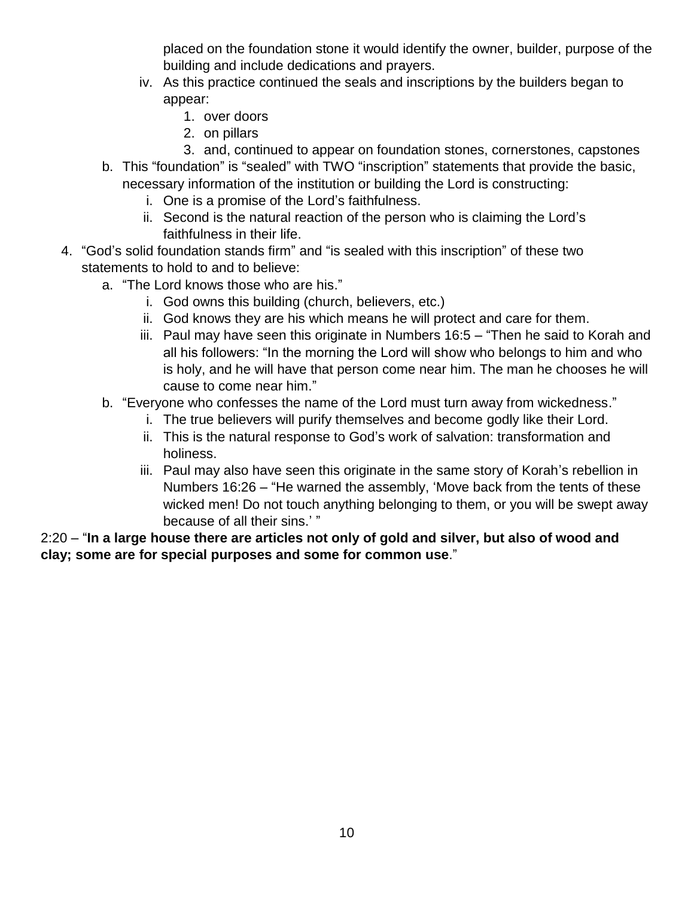placed on the foundation stone it would identify the owner, builder, purpose of the building and include dedications and prayers.

    iv. As this practice continued the seals and inscriptions by the builders began to appear:
        1. over doors
        2. on pillars
        3. and, continued to appear on foundation stones, cornerstones, capstones

  b. This "foundation" is "sealed" with TWO "inscription" statements that provide the basic, necessary information of the institution or building the Lord is constructing:
    i. One is a promise of the Lord's faithfulness.
    ii. Second is the natural reaction of the person who is claiming the Lord's faithfulness in their life.

4. "God's solid foundation stands firm" and "is sealed with this inscription" of these two statements to hold to and to believe:
  a. "The Lord knows those who are his."
    i. God owns this building (church, believers, etc.)
    ii. God knows they are his which means he will protect and care for them.
    iii. Paul may have seen this originate in Numbers 16:5 – "Then he said to Korah and all his followers: "In the morning the Lord will show who belongs to him and who is holy, and he will have that person come near him. The man he chooses he will cause to come near him."
  b. "Everyone who confesses the name of the Lord must turn away from wickedness."
    i. The true believers will purify themselves and become godly like their Lord.
    ii. This is the natural response to God's work of salvation: transformation and holiness.
    iii. Paul may also have seen this originate in the same story of Korah's rebellion in Numbers 16:26 – "He warned the assembly, 'Move back from the tents of these wicked men! Do not touch anything belonging to them, or you will be swept away because of all their sins.' "

2:20 – "**In a large house there are articles not only of gold and silver, but also of wood and clay; some are for special purposes and some for common use**."